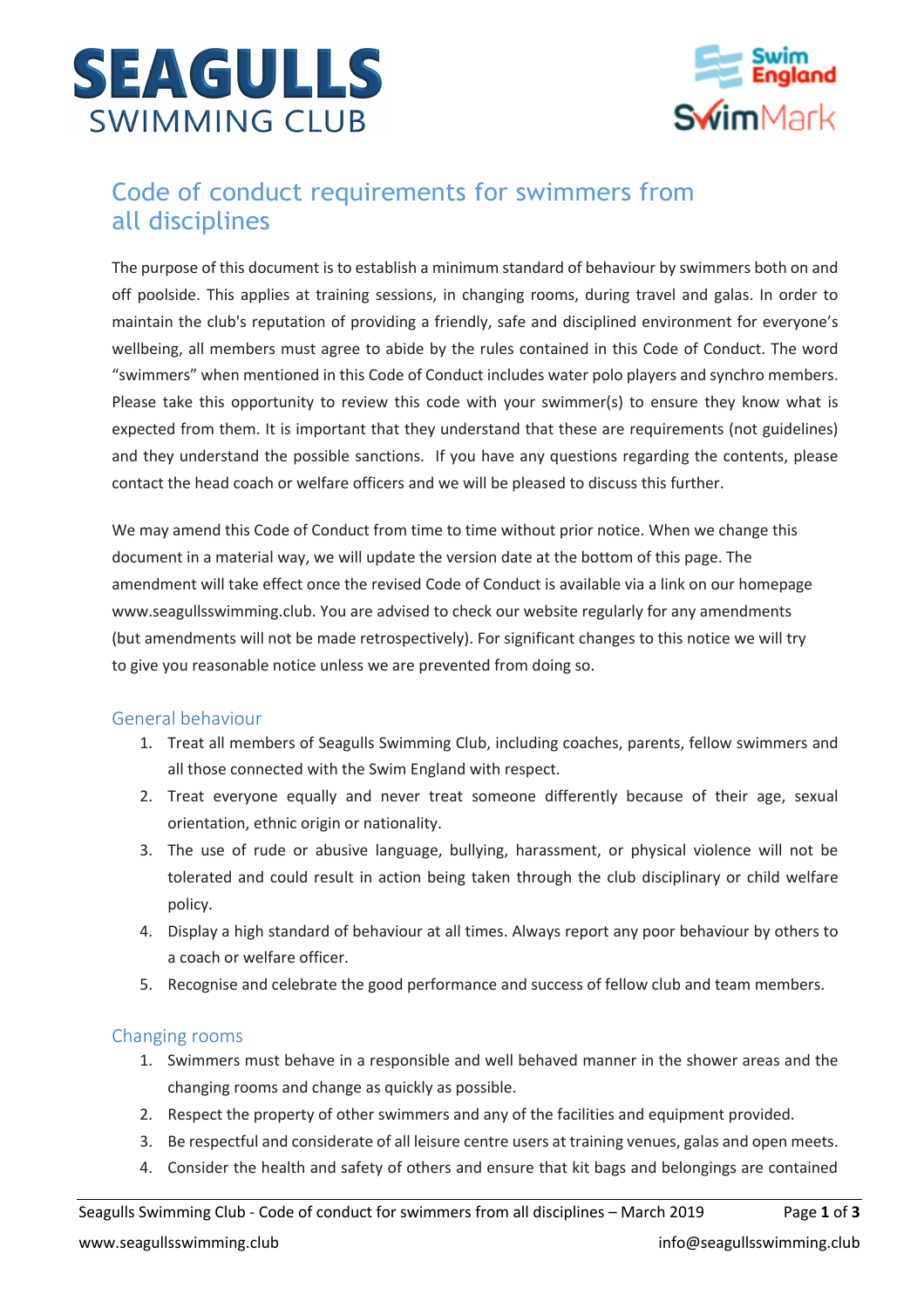SEAGULLS SWIMMING CLUB

Swim England SwimMark

# Code of conduct requirements for swimmers from all disciplines

The purpose of this document is to establish a minimum standard of behaviour by swimmers both on and off poolside. This applies at training sessions, in changing rooms, during travel and galas. In order to maintain the club's reputation of providing a friendly, safe and disciplined environment for everyone's wellbeing, all members must agree to abide by the rules contained in this Code of Conduct. The word "swimmers" when mentioned in this Code of Conduct includes water polo players and synchro members. Please take this opportunity to review this code with your swimmer(s) to ensure they know what is expected from them. It is important that they understand that these are requirements (not guidelines) and they understand the possible sanctions. If you have any questions regarding the contents, please contact the head coach or welfare officers and we will be pleased to discuss this further.

We may amend this Code of Conduct from time to time without prior notice. When we change this document in a material way, we will update the version date at the bottom of this page. The amendment will take effect once the revised Code of Conduct is available via a link on our homepage www.seagullsswimming.club. You are advised to check our website regularly for any amendments (but amendments will not be made retrospectively). For significant changes to this notice we will try to give you reasonable notice unless we are prevented from doing so.

## General behaviour

1. Treat all members of Seagulls Swimming Club, including coaches, parents, fellow swimmers and all those connected with the Swim England with respect.
2. Treat everyone equally and never treat someone differently because of their age, sexual orientation, ethnic origin or nationality.
3. The use of rude or abusive language, bullying, harassment, or physical violence will not be tolerated and could result in action being taken through the club disciplinary or child welfare policy.
4. Display a high standard of behaviour at all times. Always report any poor behaviour by others to a coach or welfare officer.
5. Recognise and celebrate the good performance and success of fellow club and team members.

## Changing rooms

1. Swimmers must behave in a responsible and well behaved manner in the shower areas and the changing rooms and change as quickly as possible.
2. Respect the property of other swimmers and any of the facilities and equipment provided.
3. Be respectful and considerate of all leisure centre users at training venues, galas and open meets.
4. Consider the health and safety of others and ensure that kit bags and belongings are contained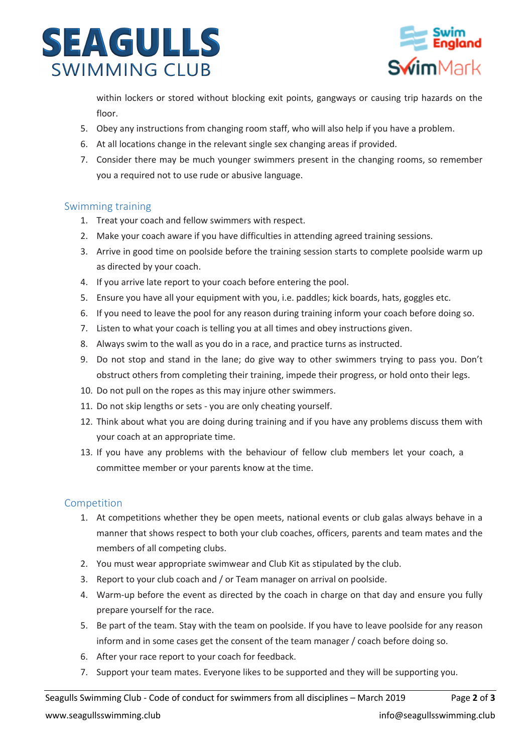within lockers or stored without blocking exit points, gangways or causing trip hazards on the floor.

5. Obey any instructions from changing room staff, who will also help if you have a problem.
6. At all locations change in the relevant single sex changing areas if provided.
7. Consider there may be much younger swimmers present in the changing rooms, so remember you a required not to use rude or abusive language.

## Swimming training

1. Treat your coach and fellow swimmers with respect.
2. Make your coach aware if you have difficulties in attending agreed training sessions.
3. Arrive in good time on poolside before the training session starts to complete poolside warm up as directed by your coach.
4. If you arrive late report to your coach before entering the pool.
5. Ensure you have all your equipment with you, i.e. paddles; kick boards, hats, goggles etc.
6. If you need to leave the pool for any reason during training inform your coach before doing so.
7. Listen to what your coach is telling you at all times and obey instructions given.
8. Always swim to the wall as you do in a race, and practice turns as instructed.
9. Do not stop and stand in the lane; do give way to other swimmers trying to pass you. Don't obstruct others from completing their training, impede their progress, or hold onto their legs.
10. Do not pull on the ropes as this may injure other swimmers.
11. Do not skip lengths or sets - you are only cheating yourself.
12. Think about what you are doing during training and if you have any problems discuss them with your coach at an appropriate time.
13. If you have any problems with the behaviour of fellow club members let your coach, a committee member or your parents know at the time.

## Competition

1. At competitions whether they be open meets, national events or club galas always behave in a manner that shows respect to both your club coaches, officers, parents and team mates and the members of all competing clubs.
2. You must wear appropriate swimwear and Club Kit as stipulated by the club.
3. Report to your club coach and / or Team manager on arrival on poolside.
4. Warm-up before the event as directed by the coach in charge on that day and ensure you fully prepare yourself for the race.
5. Be part of the team. Stay with the team on poolside. If you have to leave poolside for any reason inform and in some cases get the consent of the team manager / coach before doing so.
6. After your race report to your coach for feedback.
7. Support your team mates. Everyone likes to be supported and they will be supporting you.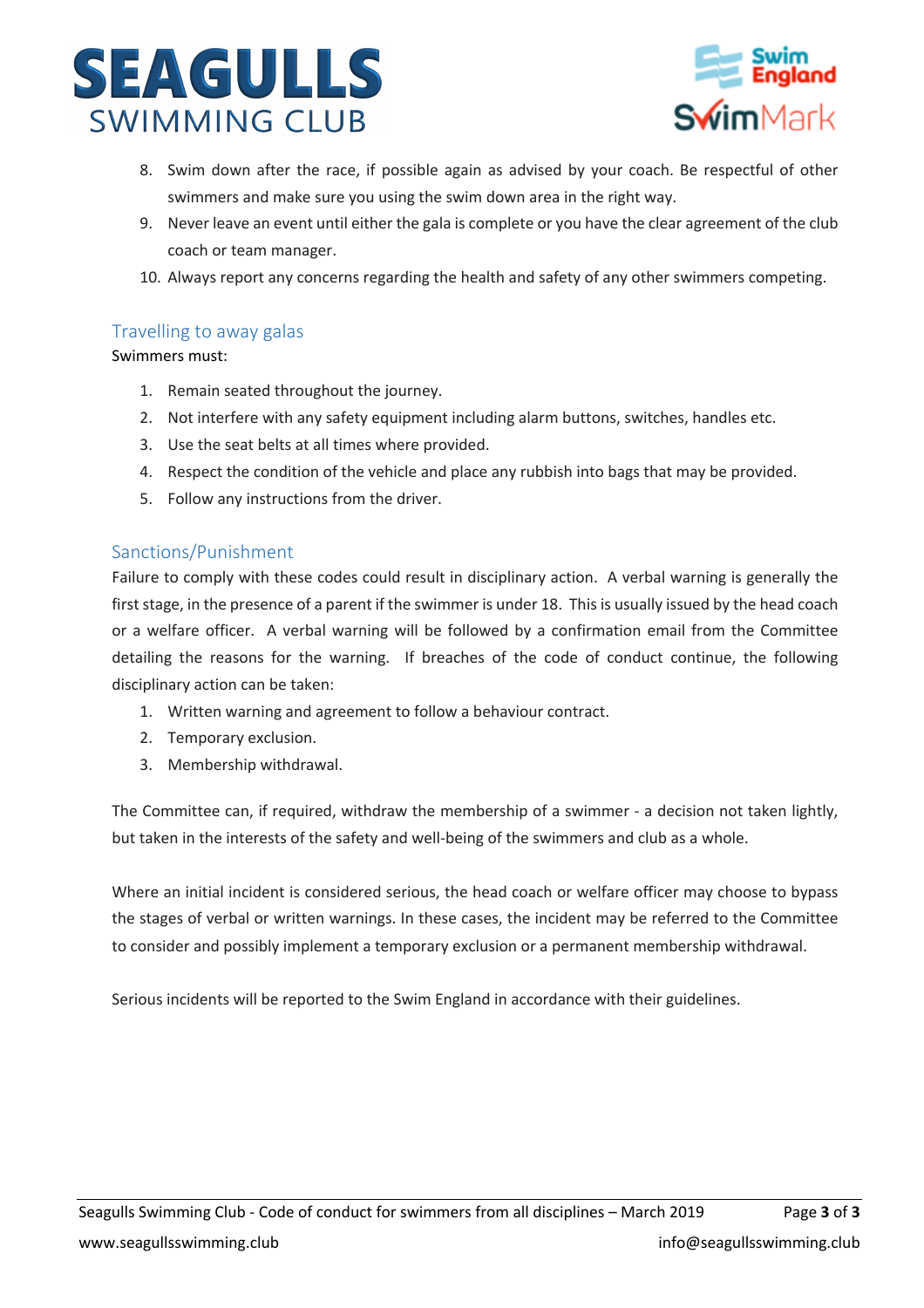8. Swim down after the race, if possible again as advised by your coach. Be respectful of other swimmers and make sure you using the swim down area in the right way.
9. Never leave an event until either the gala is complete or you have the clear agreement of the club coach or team manager.
10. Always report any concerns regarding the health and safety of any other swimmers competing.

## Travelling to away galas

Swimmers must:

1. Remain seated throughout the journey.
2. Not interfere with any safety equipment including alarm buttons, switches, handles etc.
3. Use the seat belts at all times where provided.
4. Respect the condition of the vehicle and place any rubbish into bags that may be provided.
5. Follow any instructions from the driver.

## Sanctions/Punishment

Failure to comply with these codes could result in disciplinary action. A verbal warning is generally the first stage, in the presence of a parent if the swimmer is under 18. This is usually issued by the head coach or a welfare officer. A verbal warning will be followed by a confirmation email from the Committee detailing the reasons for the warning. If breaches of the code of conduct continue, the following disciplinary action can be taken:

1. Written warning and agreement to follow a behaviour contract.
2. Temporary exclusion.
3. Membership withdrawal.

The Committee can, if required, withdraw the membership of a swimmer - a decision not taken lightly, but taken in the interests of the safety and well-being of the swimmers and club as a whole.

Where an initial incident is considered serious, the head coach or welfare officer may choose to bypass the stages of verbal or written warnings. In these cases, the incident may be referred to the Committee to consider and possibly implement a temporary exclusion or a permanent membership withdrawal.

Serious incidents will be reported to the Swim England in accordance with their guidelines.